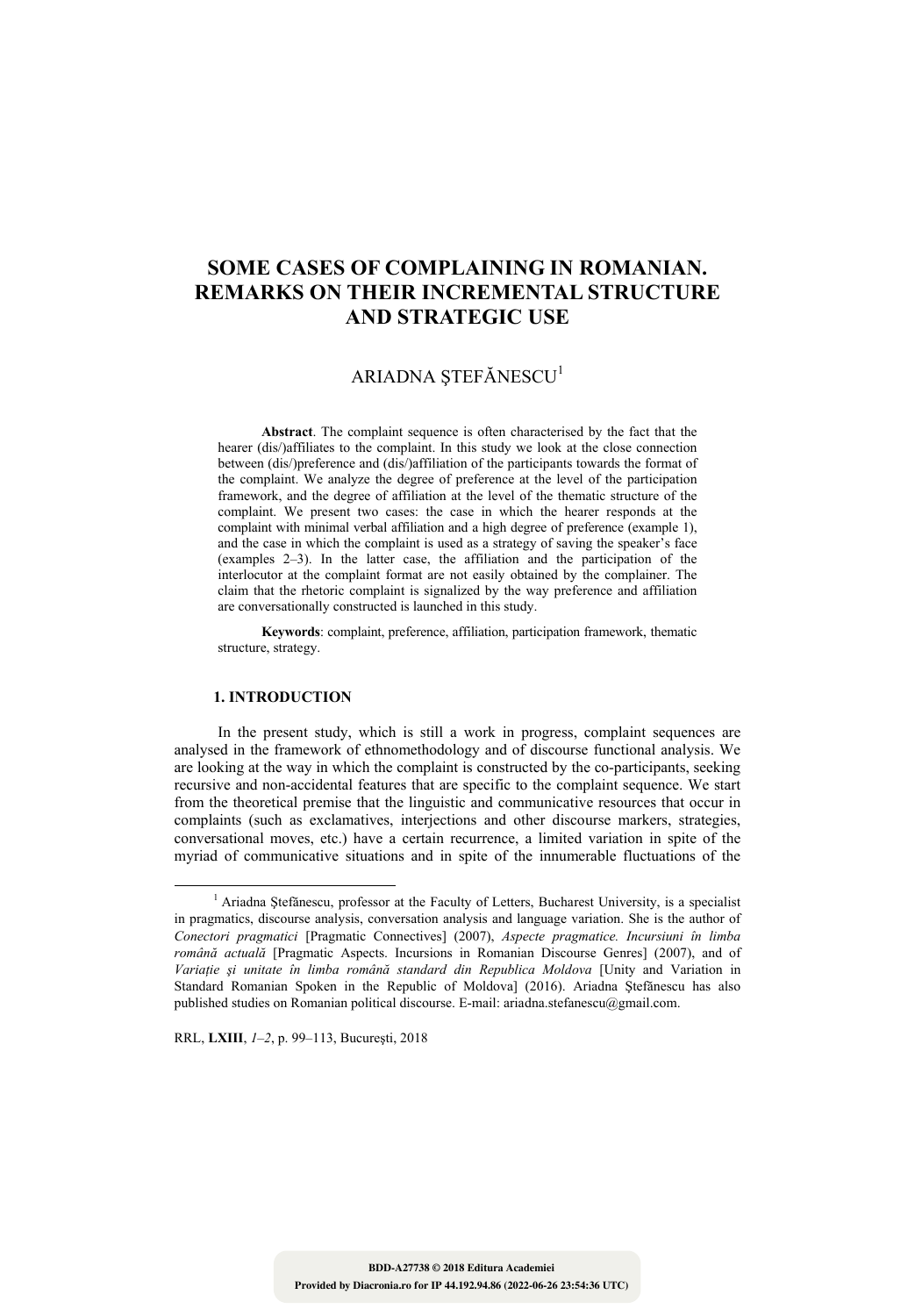# SOME CASES OF COMPLAINING IN ROMANIAN. REMARKS ON THEIR INCREMENTAL STRUCTURE AND STRATEGIC USE

ARIADNA ŞTEFĂNESCU[1]

**Abstract**. The complaint sequence is often characterised by the fact that the hearer (dis/)affiliates to the complaint. In this study we look at the close connection between (dis/)preference and (dis/)affiliation of the participants towards the format of the complaint. We analyze the degree of preference at the level of the participation framework, and the degree of affiliation at the level of the thematic structure of the complaint. We present two cases: the case in which the hearer responds at the complaint with minimal verbal affiliation and a high degree of preference (example 1), and the case in which the complaint is used as a strategy of saving the speaker's face (examples 2–3). In the latter case, the affiliation and the participation of the interlocutor at the complaint format are not easily obtained by the complainer. The claim that the rhetoric complaint is signalized by the way preference and affiliation are conversationally constructed is launched in this study.

**Keywords**: complaint, preference, affiliation, participation framework, thematic structure, strategy.

## 1. INTRODUCTION

In the present study, which is still a work in progress, complaint sequences are analysed in the framework of ethnomethodology and of discourse functional analysis. We are looking at the way in which the complaint is constructed by the co-participants, seeking recursive and non-accidental features that are specific to the complaint sequence. We start from the theoretical premise that the linguistic and communicative resources that occur in complaints (such as exclamatives, interjections and other discourse markers, strategies, conversational moves, etc.) have a certain recurrence, a limited variation in spite of the myriad of communicative situations and in spite of the innumerable fluctuations of the

[1] Ariadna Ştefănescu, professor at the Faculty of Letters, Bucharest University, is a specialist in pragmatics, discourse analysis, conversation analysis and language variation. She is the author of *Conectori pragmatici* [Pragmatic Connectives] (2007), *Aspecte pragmatice. Incursiuni în limba română actuală* [Pragmatic Aspects. Incursions in Romanian Discourse Genres] (2007), and of *Variaţie şi unitate în limba română standard din Republica Moldova* [Unity and Variation in Standard Romanian Spoken in the Republic of Moldova] (2016). Ariadna Ştefănescu has also published studies on Romanian political discourse. E-mail: ariadna.stefanescu@gmail.com.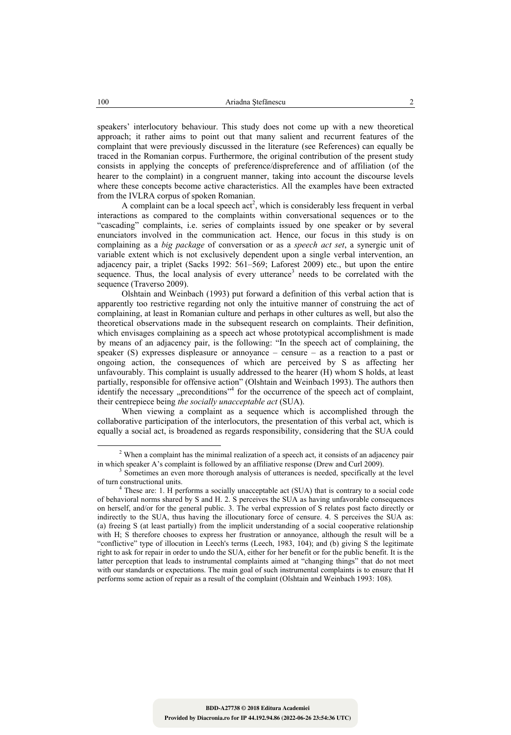speakers' interlocutory behaviour. This study does not come up with a new theoretical approach; it rather aims to point out that many salient and recurrent features of the complaint that were previously discussed in the literature (see References) can equally be traced in the Romanian corpus. Furthermore, the original contribution of the present study consists in applying the concepts of preference/dispreference and of affiliation (of the hearer to the complaint) in a congruent manner, taking into account the discourse levels where these concepts become active characteristics. All the examples have been extracted from the IVLRA corpus of spoken Romanian.

A complaint can be a local speech act[2], which is considerably less frequent in verbal interactions as compared to the complaints within conversational sequences or to the "cascading" complaints, i.e. series of complaints issued by one speaker or by several enunciators involved in the communication act. Hence, our focus in this study is on complaining as a *big package* of conversation or as a *speech act set*, a synergic unit of variable extent which is not exclusively dependent upon a single verbal intervention, an adjacency pair, a triplet (Sacks 1992: 561–569; Laforest 2009) etc., but upon the entire sequence. Thus, the local analysis of every utterance[3] needs to be correlated with the sequence (Traverso 2009).

Olshtain and Weinbach (1993) put forward a definition of this verbal action that is apparently too restrictive regarding not only the intuitive manner of construing the act of complaining, at least in Romanian culture and perhaps in other cultures as well, but also the theoretical observations made in the subsequent research on complaints. Their definition, which envisages complaining as a speech act whose prototypical accomplishment is made by means of an adjacency pair, is the following: "In the speech act of complaining, the speaker (S) expresses displeasure or annoyance – censure – as a reaction to a past or ongoing action, the consequences of which are perceived by S as affecting her unfavourably. This complaint is usually addressed to the hearer (H) whom S holds, at least partially, responsible for offensive action" (Olshtain and Weinbach 1993). The authors then identify the necessary „preconditions"[4] for the occurrence of the speech act of complaint, their centrepiece being *the socially unacceptable act* (SUA).

When viewing a complaint as a sequence which is accomplished through the collaborative participation of the interlocutors, the presentation of this verbal act, which is equally a social act, is broadened as regards responsibility, considering that the SUA could

---

[2] When a complaint has the minimal realization of a speech act, it consists of an adjacency pair in which speaker A's complaint is followed by an affiliative response (Drew and Curl 2009).

[3] Sometimes an even more thorough analysis of utterances is needed, specifically at the level of turn constructional units.

[4] These are: 1. H performs a socially unacceptable act (SUA) that is contrary to a social code of behavioral norms shared by S and H. 2. S perceives the SUA as having unfavorable consequences on herself, and/or for the general public. 3. The verbal expression of S relates post facto directly or indirectly to the SUA, thus having the illocutionary force of censure. 4. S perceives the SUA as: (a) freeing S (at least partially) from the implicit understanding of a social cooperative relationship with H; S therefore chooses to express her frustration or annoyance, although the result will be a "conflictive" type of illocution in Leech's terms (Leech, 1983, 104); and (b) giving S the legitimate right to ask for repair in order to undo the SUA, either for her benefit or for the public benefit. It is the latter perception that leads to instrumental complaints aimed at "changing things" that do not meet with our standards or expectations. The main goal of such instrumental complaints is to ensure that H performs some action of repair as a result of the complaint (Olshtain and Weinbach 1993: 108).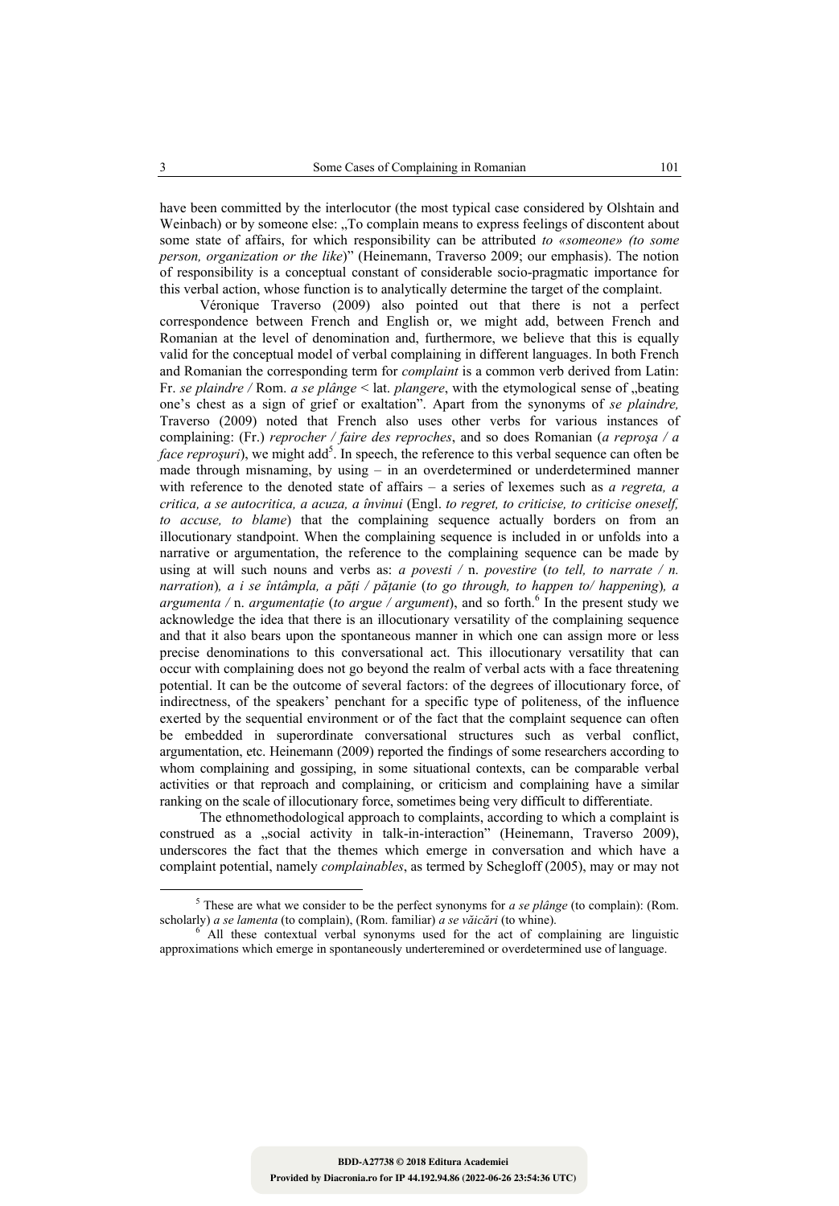have been committed by the interlocutor (the most typical case considered by Olshtain and Weinbach) or by someone else: „To complain means to express feelings of discontent about some state of affairs, for which responsibility can be attributed *to «someone» (to some person, organization or the like*)" (Heinemann, Traverso 2009; our emphasis). The notion of responsibility is a conceptual constant of considerable socio-pragmatic importance for this verbal action, whose function is to analytically determine the target of the complaint.

Véronique Traverso (2009) also pointed out that there is not a perfect correspondence between French and English or, we might add, between French and Romanian at the level of denomination and, furthermore, we believe that this is equally valid for the conceptual model of verbal complaining in different languages. In both French and Romanian the corresponding term for *complaint* is a common verb derived from Latin: Fr. *se plaindre* / Rom. *a se plânge* < lat. *plangere*, with the etymological sense of „beating one's chest as a sign of grief or exaltation". Apart from the synonyms of *se plaindre,* Traverso (2009) noted that French also uses other verbs for various instances of complaining: (Fr.) *reprocher / faire des reproches*, and so does Romanian (*a reproşa / a face reproşuri*), we might add[5]. In speech, the reference to this verbal sequence can often be made through misnaming, by using – in an overdetermined or underdetermined manner with reference to the denoted state of affairs – a series of lexemes such as *a regreta, a critica, a se autocritica, a acuza, a învinui* (Engl. *to regret, to criticise, to criticise oneself, to accuse, to blame*) that the complaining sequence actually borders on from an illocutionary standpoint. When the complaining sequence is included in or unfolds into a narrative or argumentation, the reference to the complaining sequence can be made by using at will such nouns and verbs as: *a povesti* / n. *povestire* (*to tell, to narrate / n. narration*)*, a i se întâmpla, a păţi / păţanie* (*to go through, to happen to/ happening*)*, a argumenta /* n. *argumentaţie* (*to argue / argument*), and so forth.[6] In the present study we acknowledge the idea that there is an illocutionary versatility of the complaining sequence and that it also bears upon the spontaneous manner in which one can assign more or less precise denominations to this conversational act. This illocutionary versatility that can occur with complaining does not go beyond the realm of verbal acts with a face threatening potential. It can be the outcome of several factors: of the degrees of illocutionary force, of indirectness, of the speakers' penchant for a specific type of politeness, of the influence exerted by the sequential environment or of the fact that the complaint sequence can often be embedded in superordinate conversational structures such as verbal conflict, argumentation, etc. Heinemann (2009) reported the findings of some researchers according to whom complaining and gossiping, in some situational contexts, can be comparable verbal activities or that reproach and complaining, or criticism and complaining have a similar ranking on the scale of illocutionary force, sometimes being very difficult to differentiate.

The ethnomethodological approach to complaints, according to which a complaint is construed as a „social activity in talk-in-interaction" (Heinemann, Traverso 2009), underscores the fact that the themes which emerge in conversation and which have a complaint potential, namely *complainables*, as termed by Schegloff (2005), may or may not

---

[5] These are what we consider to be the perfect synonyms for *a se plânge* (to complain): (Rom. scholarly) *a se lamenta* (to complain), (Rom. familiar) *a se văicări* (to whine).

[6] All these contextual verbal synonyms used for the act of complaining are linguistic approximations which emerge in spontaneously underteremined or overdetermined use of language.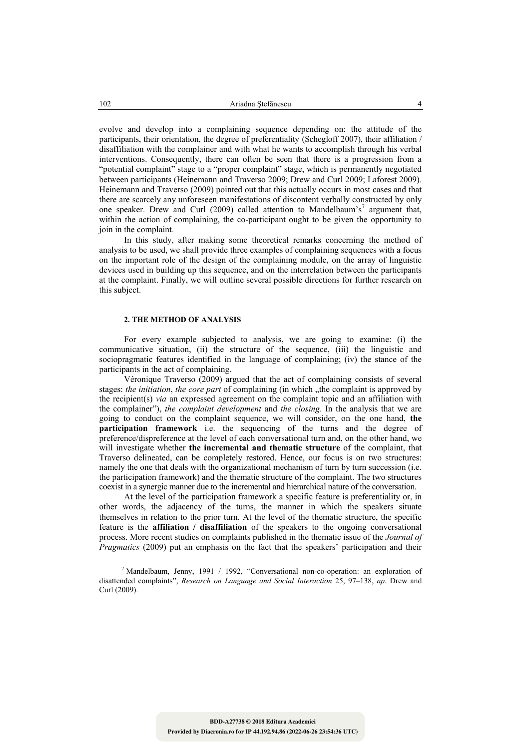evolve and develop into a complaining sequence depending on: the attitude of the participants, their orientation, the degree of preferentiality (Schegloff 2007), their affiliation / disaffiliation with the complainer and with what he wants to accomplish through his verbal interventions. Consequently, there can often be seen that there is a progression from a "potential complaint" stage to a "proper complaint" stage, which is permanently negotiated between participants (Heinemann and Traverso 2009; Drew and Curl 2009; Laforest 2009). Heinemann and Traverso (2009) pointed out that this actually occurs in most cases and that there are scarcely any unforeseen manifestations of discontent verbally constructed by only one speaker. Drew and Curl (2009) called attention to Mandelbaum's[7] argument that, within the action of complaining, the co-participant ought to be given the opportunity to join in the complaint.

In this study, after making some theoretical remarks concerning the method of analysis to be used, we shall provide three examples of complaining sequences with a focus on the important role of the design of the complaining module, on the array of linguistic devices used in building up this sequence, and on the interrelation between the participants at the complaint. Finally, we will outline several possible directions for further research on this subject.

## 2. THE METHOD OF ANALYSIS

For every example subjected to analysis, we are going to examine: (i) the communicative situation, (ii) the structure of the sequence, (iii) the linguistic and sociopragmatic features identified in the language of complaining; (iv) the stance of the participants in the act of complaining.

Véronique Traverso (2009) argued that the act of complaining consists of several stages: *the initiation*, *the core part* of complaining (in which „the complaint is approved by the recipient(s) *via* an expressed agreement on the complaint topic and an affiliation with the complainer"), *the complaint development* and *the closing*. In the analysis that we are going to conduct on the complaint sequence, we will consider, on the one hand, **the participation framework** i.e. the sequencing of the turns and the degree of preference/dispreference at the level of each conversational turn and, on the other hand, we will investigate whether **the incremental and thematic structure** of the complaint, that Traverso delineated, can be completely restored. Hence, our focus is on two structures: namely the one that deals with the organizational mechanism of turn by turn succession (i.e. the participation framework) and the thematic structure of the complaint. The two structures coexist in a synergic manner due to the incremental and hierarchical nature of the conversation.

At the level of the participation framework a specific feature is preferentiality or, in other words, the adjacency of the turns, the manner in which the speakers situate themselves in relation to the prior turn. At the level of the thematic structure, the specific feature is the **affiliation / disaffiliation** of the speakers to the ongoing conversational process. More recent studies on complaints published in the thematic issue of the *Journal of Pragmatics* (2009) put an emphasis on the fact that the speakers' participation and their

---

[7] Mandelbaum, Jenny, 1991 / 1992, "Conversational non-co-operation: an exploration of disattended complaints", *Research on Language and Social Interaction* 25, 97–138, *ap.* Drew and Curl (2009).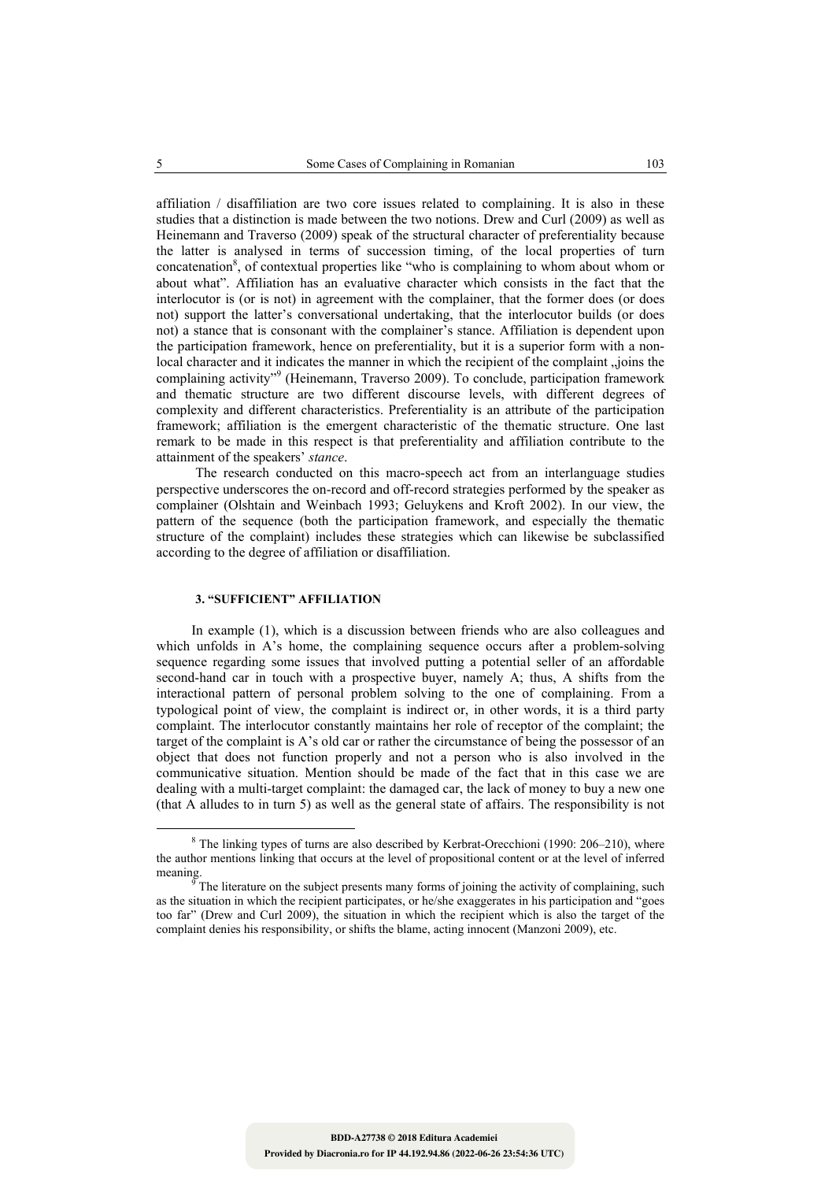affiliation / disaffiliation are two core issues related to complaining. It is also in these studies that a distinction is made between the two notions. Drew and Curl (2009) as well as Heinemann and Traverso (2009) speak of the structural character of preferentiality because the latter is analysed in terms of succession timing, of the local properties of turn concatenation[8], of contextual properties like "who is complaining to whom about whom or about what". Affiliation has an evaluative character which consists in the fact that the interlocutor is (or is not) in agreement with the complainer, that the former does (or does not) support the latter's conversational undertaking, that the interlocutor builds (or does not) a stance that is consonant with the complainer's stance. Affiliation is dependent upon the participation framework, hence on preferentiality, but it is a superior form with a non-local character and it indicates the manner in which the recipient of the complaint „joins the complaining activity"[9] (Heinemann, Traverso 2009). To conclude, participation framework and thematic structure are two different discourse levels, with different degrees of complexity and different characteristics. Preferentiality is an attribute of the participation framework; affiliation is the emergent characteristic of the thematic structure. One last remark to be made in this respect is that preferentiality and affiliation contribute to the attainment of the speakers' *stance*.

The research conducted on this macro-speech act from an interlanguage studies perspective underscores the on-record and off-record strategies performed by the speaker as complainer (Olshtain and Weinbach 1993; Geluykens and Kroft 2002). In our view, the pattern of the sequence (both the participation framework, and especially the thematic structure of the complaint) includes these strategies which can likewise be subclassified according to the degree of affiliation or disaffiliation.

## 3. "SUFFICIENT" AFFILIATION

In example (1), which is a discussion between friends who are also colleagues and which unfolds in A's home, the complaining sequence occurs after a problem-solving sequence regarding some issues that involved putting a potential seller of an affordable second-hand car in touch with a prospective buyer, namely A; thus, A shifts from the interactional pattern of personal problem solving to the one of complaining. From a typological point of view, the complaint is indirect or, in other words, it is a third party complaint. The interlocutor constantly maintains her role of receptor of the complaint; the target of the complaint is A's old car or rather the circumstance of being the possessor of an object that does not function properly and not a person who is also involved in the communicative situation. Mention should be made of the fact that in this case we are dealing with a multi-target complaint: the damaged car, the lack of money to buy a new one (that A alludes to in turn 5) as well as the general state of affairs. The responsibility is not

---

[8] The linking types of turns are also described by Kerbrat-Orecchioni (1990: 206–210), where the author mentions linking that occurs at the level of propositional content or at the level of inferred meaning.

[9] The literature on the subject presents many forms of joining the activity of complaining, such as the situation in which the recipient participates, or he/she exaggerates in his participation and "goes too far" (Drew and Curl 2009), the situation in which the recipient which is also the target of the complaint denies his responsibility, or shifts the blame, acting innocent (Manzoni 2009), etc.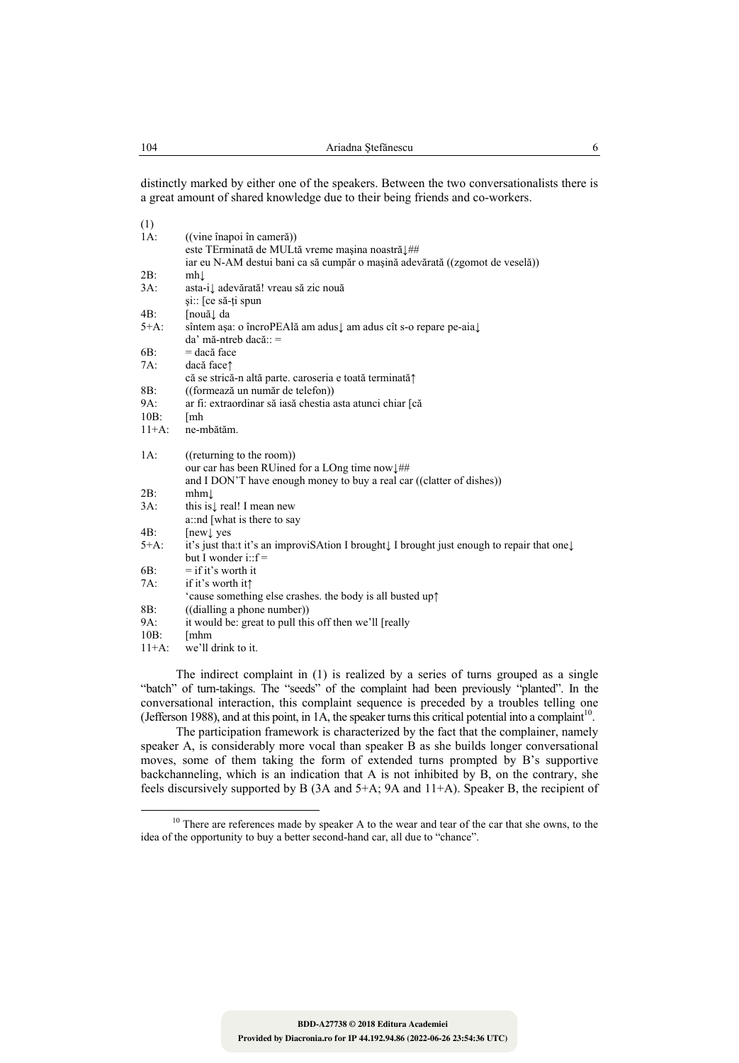distinctly marked by either one of the speakers. Between the two conversationalists there is a great amount of shared knowledge due to their being friends and co-workers.

(1)

| | |
|---|---|
| 1A: | ((vine înapoi în cameră)) |
| | este TErminată de MULtă vreme maşina noastră↓## |
| | iar eu N-AM destui bani ca să cumpăr o maşină adevărată ((zgomot de veselă)) |
| 2B: | mh↓ |
| 3A: | asta-i↓ adevărată! vreau să zic nouă |
| | şi:: [ce să-ţi spun |
| 4B: | [nouă↓ da |
| 5+A: | sîntem aşa: o încroPEAlă am adus↓ am adus cît s-o repare pe-aia↓ |
| | da' mă-ntreb dacă:: = |
| 6B: | = dacă face |
| 7A: | dacă face↑ |
| | că se strică-n altă parte. caroseria e toată terminată↑ |
| 8B: | ((formează un număr de telefon)) |
| 9A: | ar fi: extraordinar să iasă chestia asta atunci chiar [că |
| 10B: | [mh |
| 11+A: | ne-mbătăm. |

| | |
|---|---|
| 1A: | ((returning to the room)) |
| | our car has been RUined for a LOng time now↓## |
| | and I DON'T have enough money to buy a real car ((clatter of dishes)) |
| 2B: | mhm↓ |
| 3A: | this is↓ real! I mean new |
| | a::nd [what is there to say |
| 4B: | [new↓ yes |
| 5+A: | it's just tha:t it's an improviSAtion I brought↓ I brought just enough to repair that one↓ |
| | but I wonder i::f = |
| 6B: | = if it's worth it |
| 7A: | if it's worth it↑ |
| | 'cause something else crashes. the body is all busted up↑ |
| 8B: | ((dialling a phone number)) |
| 9A: | it would be: great to pull this off then we'll [really |
| 10B: | [mhm |
| 11+A: | we'll drink to it. |

The indirect complaint in (1) is realized by a series of turns grouped as a single "batch" of turn-takings. The "seeds" of the complaint had been previously "planted". In the conversational interaction, this complaint sequence is preceded by a troubles telling one (Jefferson 1988), and at this point, in 1A, the speaker turns this critical potential into a complaint[10].

The participation framework is characterized by the fact that the complainer, namely speaker A, is considerably more vocal than speaker B as she builds longer conversational moves, some of them taking the form of extended turns prompted by B's supportive backchanneling, which is an indication that A is not inhibited by B, on the contrary, she feels discursively supported by B (3A and 5+A; 9A and 11+A). Speaker B, the recipient of

---

[10] There are references made by speaker A to the wear and tear of the car that she owns, to the idea of the opportunity to buy a better second-hand car, all due to "chance".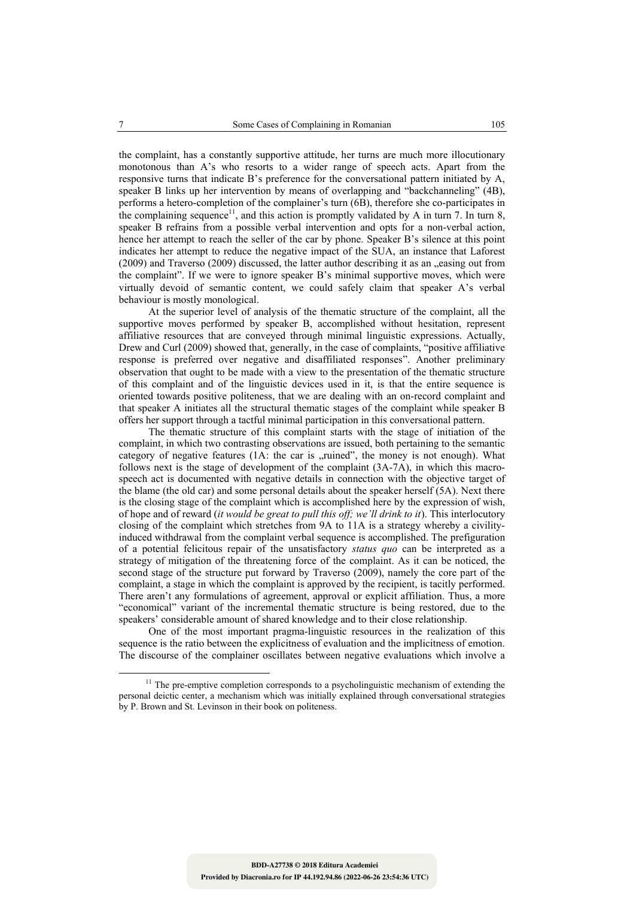the complaint, has a constantly supportive attitude, her turns are much more illocutionary monotonous than A's who resorts to a wider range of speech acts. Apart from the responsive turns that indicate B's preference for the conversational pattern initiated by A, speaker B links up her intervention by means of overlapping and "backchanneling" (4B), performs a hetero-completion of the complainer's turn (6B), therefore she co-participates in the complaining sequence[11], and this action is promptly validated by A in turn 7. In turn 8, speaker B refrains from a possible verbal intervention and opts for a non-verbal action, hence her attempt to reach the seller of the car by phone. Speaker B's silence at this point indicates her attempt to reduce the negative impact of the SUA, an instance that Laforest (2009) and Traverso (2009) discussed, the latter author describing it as an „easing out from the complaint". If we were to ignore speaker B's minimal supportive moves, which were virtually devoid of semantic content, we could safely claim that speaker A's verbal behaviour is mostly monological.

At the superior level of analysis of the thematic structure of the complaint, all the supportive moves performed by speaker B, accomplished without hesitation, represent affiliative resources that are conveyed through minimal linguistic expressions. Actually, Drew and Curl (2009) showed that, generally, in the case of complaints, "positive affiliative response is preferred over negative and disaffiliated responses". Another preliminary observation that ought to be made with a view to the presentation of the thematic structure of this complaint and of the linguistic devices used in it, is that the entire sequence is oriented towards positive politeness, that we are dealing with an on-record complaint and that speaker A initiates all the structural thematic stages of the complaint while speaker B offers her support through a tactful minimal participation in this conversational pattern.

The thematic structure of this complaint starts with the stage of initiation of the complaint, in which two contrasting observations are issued, both pertaining to the semantic category of negative features (1A: the car is „ruined", the money is not enough). What follows next is the stage of development of the complaint (3A-7A), in which this macro-speech act is documented with negative details in connection with the objective target of the blame (the old car) and some personal details about the speaker herself (5A). Next there is the closing stage of the complaint which is accomplished here by the expression of wish, of hope and of reward (*it would be great to pull this off; we'll drink to it*). This interlocutory closing of the complaint which stretches from 9A to 11A is a strategy whereby a civility-induced withdrawal from the complaint verbal sequence is accomplished. The prefiguration of a potential felicitous repair of the unsatisfactory *status quo* can be interpreted as a strategy of mitigation of the threatening force of the complaint. As it can be noticed, the second stage of the structure put forward by Traverso (2009), namely the core part of the complaint, a stage in which the complaint is approved by the recipient, is tacitly performed. There aren't any formulations of agreement, approval or explicit affiliation. Thus, a more "economical" variant of the incremental thematic structure is being restored, due to the speakers' considerable amount of shared knowledge and to their close relationship.

One of the most important pragma-linguistic resources in the realization of this sequence is the ratio between the explicitness of evaluation and the implicitness of emotion. The discourse of the complainer oscillates between negative evaluations which involve a

[11] The pre-emptive completion corresponds to a psycholinguistic mechanism of extending the personal deictic center, a mechanism which was initially explained through conversational strategies by P. Brown and St. Levinson in their book on politeness.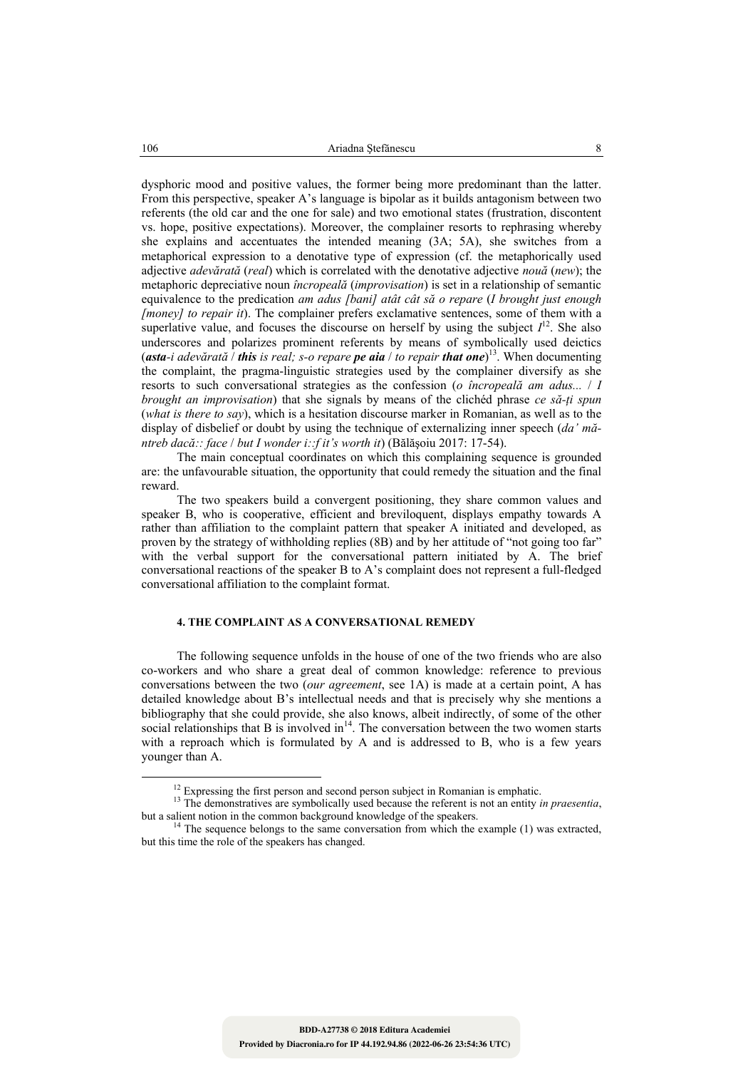dysphoric mood and positive values, the former being more predominant than the latter. From this perspective, speaker A's language is bipolar as it builds antagonism between two referents (the old car and the one for sale) and two emotional states (frustration, discontent vs. hope, positive expectations). Moreover, the complainer resorts to rephrasing whereby she explains and accentuates the intended meaning (3A; 5A), she switches from a metaphorical expression to a denotative type of expression (cf. the metaphorically used adjective *adevărată* (*real*) which is correlated with the denotative adjective *nouă* (*new*); the metaphoric depreciative noun *încropeală* (*improvisation*) is set in a relationship of semantic equivalence to the predication *am adus [bani] atât cât să o repare* (*I brought just enough [money] to repair it*). The complainer prefers exclamative sentences, some of them with a superlative value, and focuses the discourse on herself by using the subject *I*[12]. She also underscores and polarizes prominent referents by means of symbolically used deictics (***asta**-i adevărată* / ***this** is real; s-o repare **pe aia** / to repair **that one***)[13]. When documenting the complaint, the pragma-linguistic strategies used by the complainer diversify as she resorts to such conversational strategies as the confession (*o încropeală am adus...* / *I brought an improvisation*) that she signals by means of the clichéd phrase *ce să-ți spun* (*what is there to say*), which is a hesitation discourse marker in Romanian, as well as to the display of disbelief or doubt by using the technique of externalizing inner speech (*da' mă-ntreb dacă:: face* / *but I wonder i::f it's worth it*) (Bălășoiu 2017: 17-54).

The main conceptual coordinates on which this complaining sequence is grounded are: the unfavourable situation, the opportunity that could remedy the situation and the final reward.

The two speakers build a convergent positioning, they share common values and speaker B, who is cooperative, efficient and breviloquent, displays empathy towards A rather than affiliation to the complaint pattern that speaker A initiated and developed, as proven by the strategy of withholding replies (8B) and by her attitude of "not going too far" with the verbal support for the conversational pattern initiated by A. The brief conversational reactions of the speaker B to A's complaint does not represent a full-fledged conversational affiliation to the complaint format.

## 4. THE COMPLAINT AS A CONVERSATIONAL REMEDY

The following sequence unfolds in the house of one of the two friends who are also co-workers and who share a great deal of common knowledge: reference to previous conversations between the two (*our agreement*, see 1A) is made at a certain point, A has detailed knowledge about B's intellectual needs and that is precisely why she mentions a bibliography that she could provide, she also knows, albeit indirectly, of some of the other social relationships that B is involved in[14]. The conversation between the two women starts with a reproach which is formulated by A and is addressed to B, who is a few years younger than A.

---

[12] Expressing the first person and second person subject in Romanian is emphatic.

[13] The demonstratives are symbolically used because the referent is not an entity *in praesentia*, but a salient notion in the common background knowledge of the speakers.

[14] The sequence belongs to the same conversation from which the example (1) was extracted, but this time the role of the speakers has changed.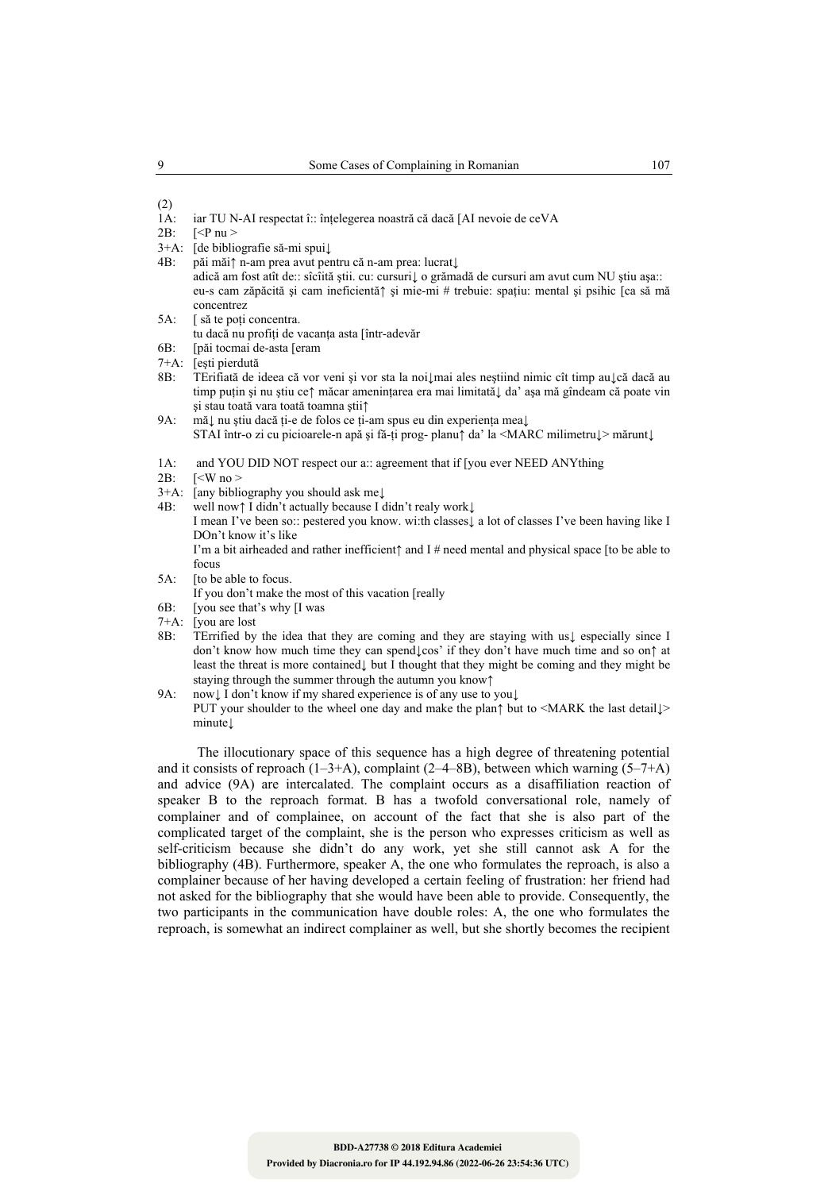(2)

1A: iar TU N-AI respectat î:: înțelegerea noastră că dacă [AI nevoie de ceVA
2B: [<P nu >
3+A: [de bibliografie să-mi spui↓
4B: păi măi↑ n-am prea avut pentru că n-am prea: lucrat↓
adică am fost atît de:: sîcîită știi. cu: cursuri↓ o grămadă de cursuri am avut cum NU știu așa::
eu-s cam zăpăcită și cam ineficientă↑ și mie-mi # trebuie: spațiu: mental și psihic [ca să mă concentrez
5A: [ să te poți concentra.
tu dacă nu profiți de vacanța asta [într-adevăr
6B: [păi tocmai de-asta [eram
7+A: [ești pierdută
8B: TErifiată de ideea că vor veni și vor sta la noi↓mai ales neștiind nimic cît timp au↓că dacă au timp puțin și nu știu ce↑ măcar amenințarea era mai limitată↓ da' așa mă gîndeam că poate vin și stau toată vara toată toamna știi↑
9A: mă↓ nu știu dacă ți-e de folos ce ți-am spus eu din experiența mea↓
STAI într-o zi cu picioarele-n apă și fă-ți prog- planu↑ da' la <MARC milimetru↓> mărunt↓

1A: and YOU DID NOT respect our a:: agreement that if [you ever NEED ANYthing
2B: [<W no >
3+A: [any bibliography you should ask me↓
4B: well now↑ I didn't actually because I didn't realy work↓
I mean I've been so:: pestered you know. wi:th classes↓ a lot of classes I've been having like I DOn't know it's like
I'm a bit airheaded and rather inefficient↑ and I # need mental and physical space [to be able to focus
5A: [to be able to focus.
If you don't make the most of this vacation [really
6B: [you see that's why [I was
7+A: [you are lost
8B: TErrified by the idea that they are coming and they are staying with us↓ especially since I don't know how much time they can spend↓cos' if they don't have much time and so on↑ at least the threat is more contained↓ but I thought that they might be coming and they might be staying through the summer through the autumn you know↑
9A: now↓ I don't know if my shared experience is of any use to you↓
PUT your shoulder to the wheel one day and make the plan↑ but to <MARK the last detail↓> minute↓

The illocutionary space of this sequence has a high degree of threatening potential and it consists of reproach (1–3+A), complaint (2–4–8B), between which warning (5–7+A) and advice (9A) are intercalated. The complaint occurs as a disaffiliation reaction of speaker B to the reproach format. B has a twofold conversational role, namely of complainer and of complainee, on account of the fact that she is also part of the complicated target of the complaint, she is the person who expresses criticism as well as self-criticism because she didn't do any work, yet she still cannot ask A for the bibliography (4B). Furthermore, speaker A, the one who formulates the reproach, is also a complainer because of her having developed a certain feeling of frustration: her friend had not asked for the bibliography that she would have been able to provide. Consequently, the two participants in the communication have double roles: A, the one who formulates the reproach, is somewhat an indirect complainer as well, but she shortly becomes the recipient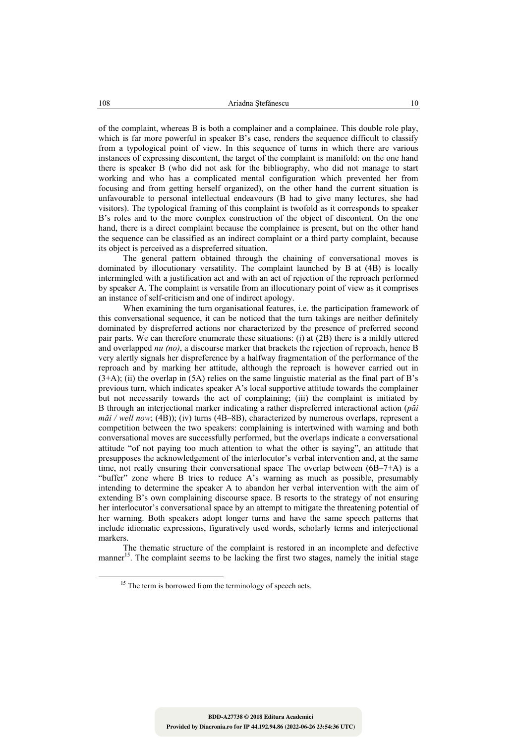of the complaint, whereas B is both a complainer and a complainee. This double role play, which is far more powerful in speaker B's case, renders the sequence difficult to classify from a typological point of view. In this sequence of turns in which there are various instances of expressing discontent, the target of the complaint is manifold: on the one hand there is speaker B (who did not ask for the bibliography, who did not manage to start working and who has a complicated mental configuration which prevented her from focusing and from getting herself organized), on the other hand the current situation is unfavourable to personal intellectual endeavours (B had to give many lectures, she had visitors). The typological framing of this complaint is twofold as it corresponds to speaker B's roles and to the more complex construction of the object of discontent. On the one hand, there is a direct complaint because the complainee is present, but on the other hand the sequence can be classified as an indirect complaint or a third party complaint, because its object is perceived as a dispreferred situation.

The general pattern obtained through the chaining of conversational moves is dominated by illocutionary versatility. The complaint launched by B at (4B) is locally intermingled with a justification act and with an act of rejection of the reproach performed by speaker A. The complaint is versatile from an illocutionary point of view as it comprises an instance of self-criticism and one of indirect apology.

When examining the turn organisational features, i.e. the participation framework of this conversational sequence, it can be noticed that the turn takings are neither definitely dominated by dispreferred actions nor characterized by the presence of preferred second pair parts. We can therefore enumerate these situations: (i) at (2B) there is a mildly uttered and overlapped *nu (no)*, a discourse marker that brackets the rejection of reproach, hence B very alertly signals her dispreference by a halfway fragmentation of the performance of the reproach and by marking her attitude, although the reproach is however carried out in (3+A); (ii) the overlap in (5A) relies on the same linguistic material as the final part of B's previous turn, which indicates speaker A's local supportive attitude towards the complainer but not necessarily towards the act of complaining; (iii) the complaint is initiated by B through an interjectional marker indicating a rather dispreferred interactional action (*păi măi / well now*; (4B)); (iv) turns (4B–8B), characterized by numerous overlaps, represent a competition between the two speakers: complaining is intertwined with warning and both conversational moves are successfully performed, but the overlaps indicate a conversational attitude "of not paying too much attention to what the other is saying", an attitude that presupposes the acknowledgement of the interlocutor's verbal intervention and, at the same time, not really ensuring their conversational space The overlap between (6B–7+A) is a "buffer" zone where B tries to reduce A's warning as much as possible, presumably intending to determine the speaker A to abandon her verbal intervention with the aim of extending B's own complaining discourse space. B resorts to the strategy of not ensuring her interlocutor's conversational space by an attempt to mitigate the threatening potential of her warning. Both speakers adopt longer turns and have the same speech patterns that include idiomatic expressions, figuratively used words, scholarly terms and interjectional markers.

The thematic structure of the complaint is restored in an incomplete and defective manner[15]. The complaint seems to be lacking the first two stages, namely the initial stage

[15] The term is borrowed from the terminology of speech acts.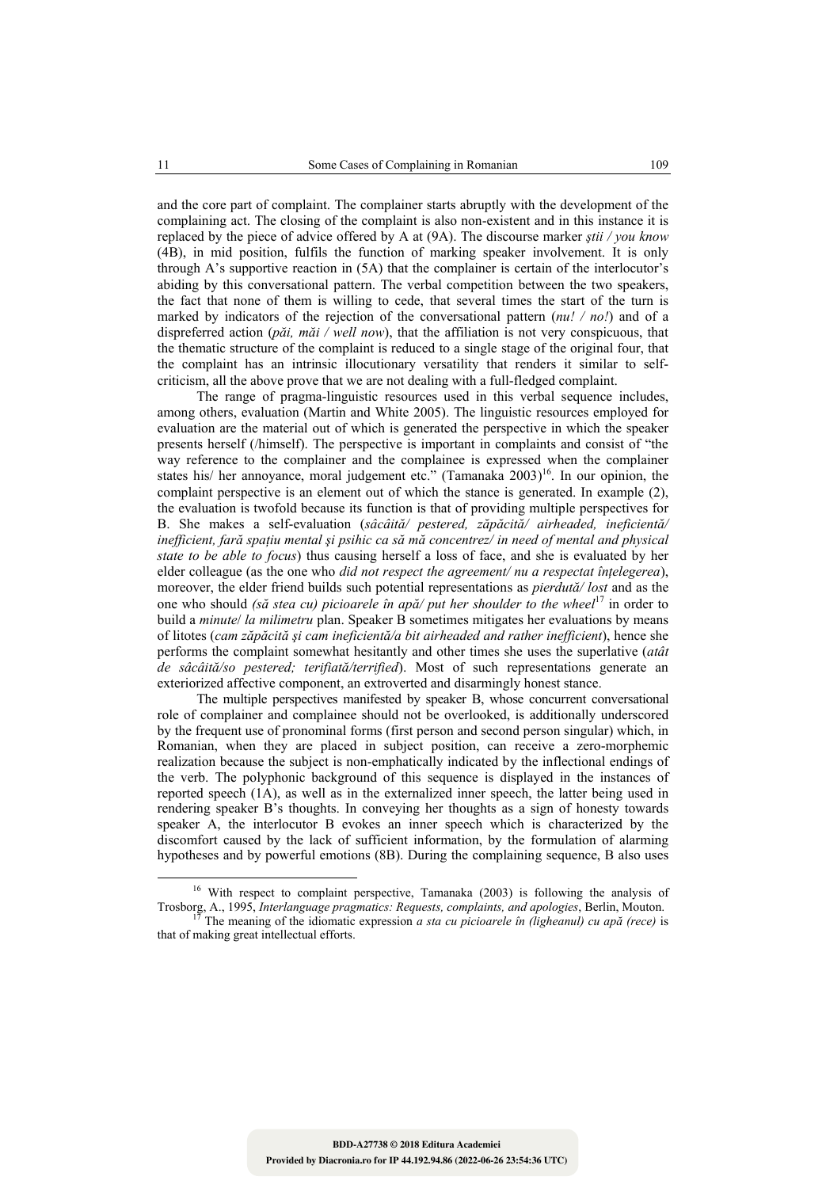and the core part of complaint. The complainer starts abruptly with the development of the complaining act. The closing of the complaint is also non-existent and in this instance it is replaced by the piece of advice offered by A at (9A). The discourse marker *ştii / you know* (4B), in mid position, fulfils the function of marking speaker involvement. It is only through A's supportive reaction in (5A) that the complainer is certain of the interlocutor's abiding by this conversational pattern. The verbal competition between the two speakers, the fact that none of them is willing to cede, that several times the start of the turn is marked by indicators of the rejection of the conversational pattern (*nu! / no!*) and of a dispreferred action (*păi, măi / well now*), that the affiliation is not very conspicuous, that the thematic structure of the complaint is reduced to a single stage of the original four, that the complaint has an intrinsic illocutionary versatility that renders it similar to self-criticism, all the above prove that we are not dealing with a full-fledged complaint.

The range of pragma-linguistic resources used in this verbal sequence includes, among others, evaluation (Martin and White 2005). The linguistic resources employed for evaluation are the material out of which is generated the perspective in which the speaker presents herself (/himself). The perspective is important in complaints and consist of "the way reference to the complainer and the complainee is expressed when the complainer states his/ her annoyance, moral judgement etc." (Tamanaka 2003)[16]. In our opinion, the complaint perspective is an element out of which the stance is generated. In example (2), the evaluation is twofold because its function is that of providing multiple perspectives for B. She makes a self-evaluation (*sâcâită/ pestered, zăpăcită/ airheaded, ineficientă/ inefficient, fără spaţiu mental şi psihic ca să mă concentrez/ in need of mental and physical state to be able to focus*) thus causing herself a loss of face, and she is evaluated by her elder colleague (as the one who *did not respect the agreement/ nu a respectat înţelegerea*), moreover, the elder friend builds such potential representations as *pierdută/ lost* and as the one who should *(să stea cu) picioarele în apă/ put her shoulder to the wheel*[17] in order to build a *minute*/ *la milimetru* plan. Speaker B sometimes mitigates her evaluations by means of litotes (*cam zăpăcită şi cam ineficientă/a bit airheaded and rather inefficient*), hence she performs the complaint somewhat hesitantly and other times she uses the superlative (*atât de sâcâită/so pestered; terifiată/terrified*). Most of such representations generate an exteriorized affective component, an extroverted and disarmingly honest stance.

The multiple perspectives manifested by speaker B, whose concurrent conversational role of complainer and complainee should not be overlooked, is additionally underscored by the frequent use of pronominal forms (first person and second person singular) which, in Romanian, when they are placed in subject position, can receive a zero-morphemic realization because the subject is non-emphatically indicated by the inflectional endings of the verb. The polyphonic background of this sequence is displayed in the instances of reported speech (1A), as well as in the externalized inner speech, the latter being used in rendering speaker B's thoughts. In conveying her thoughts as a sign of honesty towards speaker A, the interlocutor B evokes an inner speech which is characterized by the discomfort caused by the lack of sufficient information, by the formulation of alarming hypotheses and by powerful emotions (8B). During the complaining sequence, B also uses

[16] With respect to complaint perspective, Tamanaka (2003) is following the analysis of Trosborg, A., 1995, *Interlanguage pragmatics: Requests, complaints, and apologies*, Berlin, Mouton.

[17] The meaning of the idiomatic expression *a sta cu picioarele în (ligheanul) cu apă (rece)* is that of making great intellectual efforts.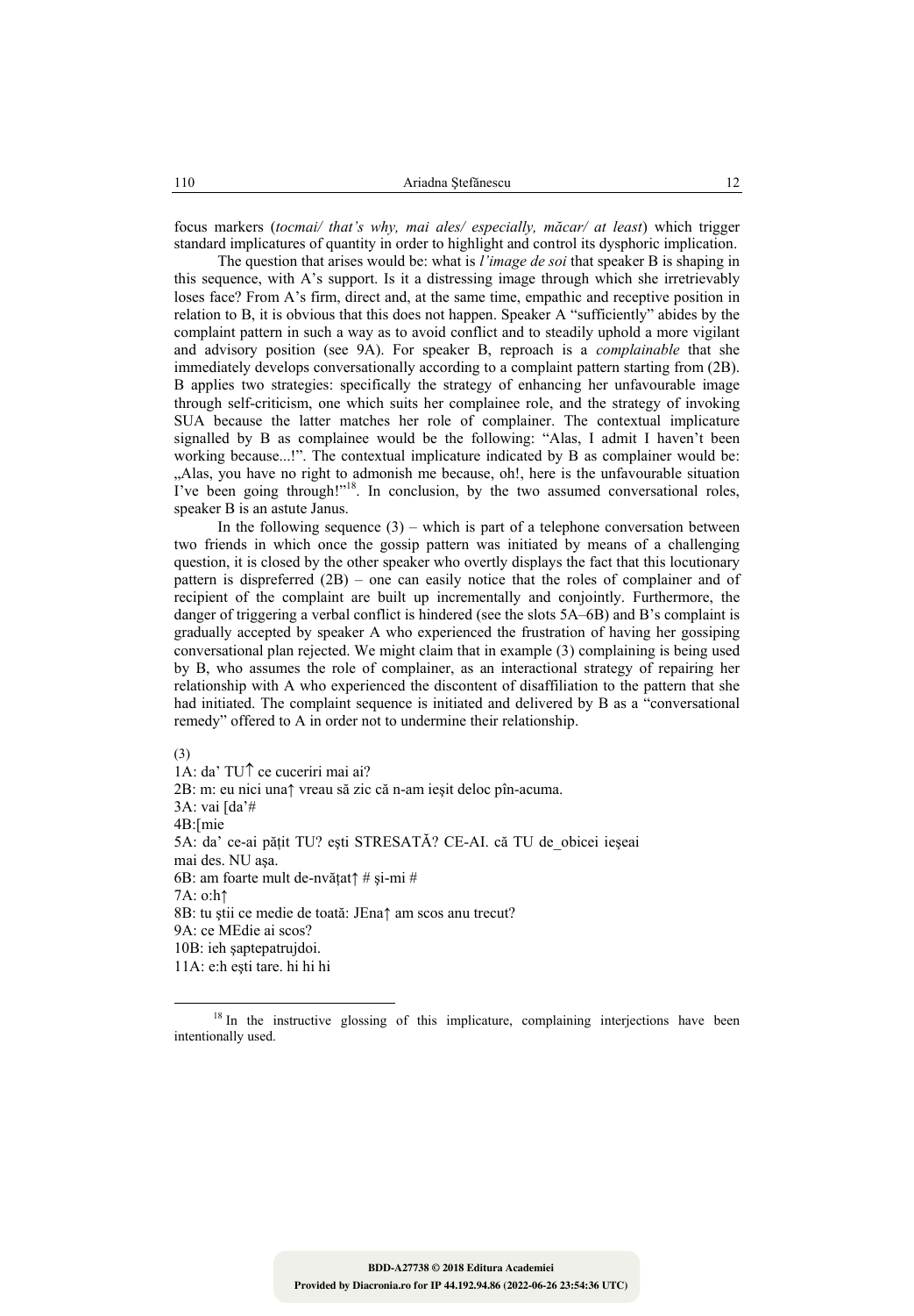focus markers (*tocmai/ that's why, mai ales/ especially, măcar/ at least*) which trigger standard implicatures of quantity in order to highlight and control its dysphoric implication.

The question that arises would be: what is *l'image de soi* that speaker B is shaping in this sequence, with A's support. Is it a distressing image through which she irretrievably loses face? From A's firm, direct and, at the same time, empathic and receptive position in relation to B, it is obvious that this does not happen. Speaker A "sufficiently" abides by the complaint pattern in such a way as to avoid conflict and to steadily uphold a more vigilant and advisory position (see 9A). For speaker B, reproach is a *complainable* that she immediately develops conversationally according to a complaint pattern starting from (2B). B applies two strategies: specifically the strategy of enhancing her unfavourable image through self-criticism, one which suits her complainee role, and the strategy of invoking SUA because the latter matches her role of complainer. The contextual implicature signalled by B as complainee would be the following: "Alas, I admit I haven't been working because...!". The contextual implicature indicated by B as complainer would be: „Alas, you have no right to admonish me because, oh!, here is the unfavourable situation I've been going through!"[18]. In conclusion, by the two assumed conversational roles, speaker B is an astute Janus.

In the following sequence (3) – which is part of a telephone conversation between two friends in which once the gossip pattern was initiated by means of a challenging question, it is closed by the other speaker who overtly displays the fact that this locutionary pattern is dispreferred (2B) – one can easily notice that the roles of complainer and of recipient of the complaint are built up incrementally and conjointly. Furthermore, the danger of triggering a verbal conflict is hindered (see the slots 5A–6B) and B's complaint is gradually accepted by speaker A who experienced the frustration of having her gossiping conversational plan rejected. We might claim that in example (3) complaining is being used by B, who assumes the role of complainer, as an interactional strategy of repairing her relationship with A who experienced the discontent of disaffiliation to the pattern that she had initiated. The complaint sequence is initiated and delivered by B as a "conversational remedy" offered to A in order not to undermine their relationship.

(3)

1A: da' TU↑ ce cuceriri mai ai?
2B: m: eu nici una↑ vreau să zic că n-am ieșit deloc pîn-acuma.
3A: vai [da'#
4B:[mie
5A: da' ce-ai pățit TU? ești STRESATĂ? CE-AI. că TU de_obicei ieșeai mai des. NU așa.
6B: am foarte mult de-nvățat↑ # și-mi #
7A: o:h↑
8B: tu știi ce medie de toată: JEna↑ am scos anu trecut?
9A: ce MEdie ai scos?
10B: ieh șaptepatrujdoi.
11A: e:h ești tare. hi hi hi

---

[18] In the instructive glossing of this implicature, complaining interjections have been intentionally used.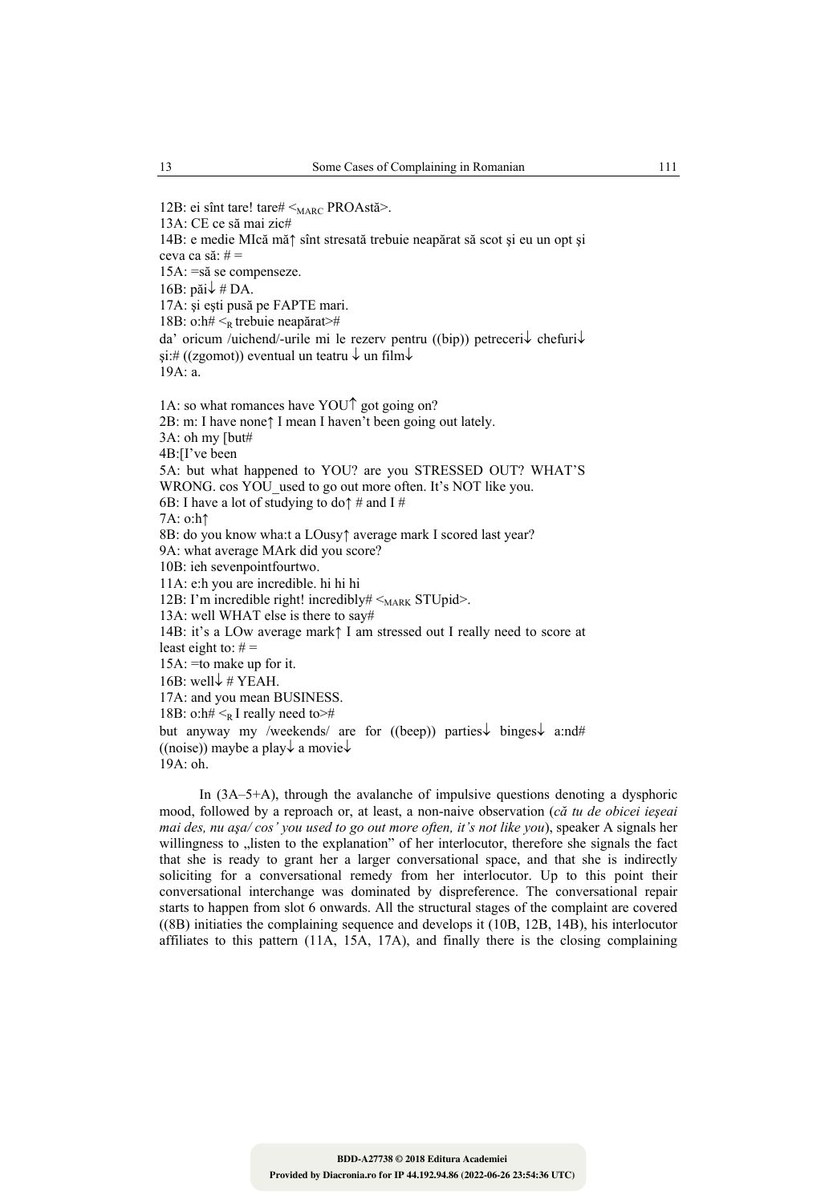12B: ei sînt tare! tare# $<_{MARC}$ PROAstă>.
13A: CE ce să mai zic#
14B: e medie MIcă mă↑ sînt stresată trebuie neapărat să scot şi eu un opt şi ceva ca să: # =
15A: =să se compenseze.
16B: păi↓ # DA.
17A: şi eşti pusă pe FAPTE mari.
18B: o:h# $<_{R}$ trebuie neapărat>#
da' oricum /uichend/-urile mi le rezerv pentru ((bip)) petreceri↓ chefuri↓ şi:# ((zgomot)) eventual un teatru ↓ un film↓
19A: a.

1A: so what romances have YOU↑ got going on?
2B: m: I have none↑ I mean I haven't been going out lately.
3A: oh my [but#
4B:[I've been
5A: but what happened to YOU? are you STRESSED OUT? WHAT'S WRONG. cos YOU_used to go out more often. It's NOT like you.
6B: I have a lot of studying to do↑ # and I #
7A: o:h↑
8B: do you know wha:t a LOusy↑ average mark I scored last year?
9A: what average MArk did you score?
10B: ieh sevenpointfourtwo.
11A: e:h you are incredible. hi hi hi
12B: I'm incredible right! incredibly# $<_{MARK}$ STUpid>.
13A: well WHAT else is there to say#
14B: it's a LOw average mark↑ I am stressed out I really need to score at least eight to: # =
15A: =to make up for it.
16B: well↓ # YEAH.
17A: and you mean BUSINESS.
18B: o:h# $<_{R}$ I really need to>#
but anyway my /weekends/ are for ((beep)) parties↓ binges↓ a:nd# ((noise)) maybe a play↓ a movie↓
19A: oh.

In (3A–5+A), through the avalanche of impulsive questions denoting a dysphoric mood, followed by a reproach or, at least, a non-naive observation (*că tu de obicei ieşeai mai des, nu aşa/ cos' you used to go out more often, it's not like you*), speaker A signals her willingness to „listen to the explanation" of her interlocutor, therefore she signals the fact that she is ready to grant her a larger conversational space, and that she is indirectly soliciting for a conversational remedy from her interlocutor. Up to this point their conversational interchange was dominated by dispreference. The conversational repair starts to happen from slot 6 onwards. All the structural stages of the complaint are covered ((8B) initiaties the complaining sequence and develops it (10B, 12B, 14B), his interlocutor affiliates to this pattern (11A, 15A, 17A), and finally there is the closing complaining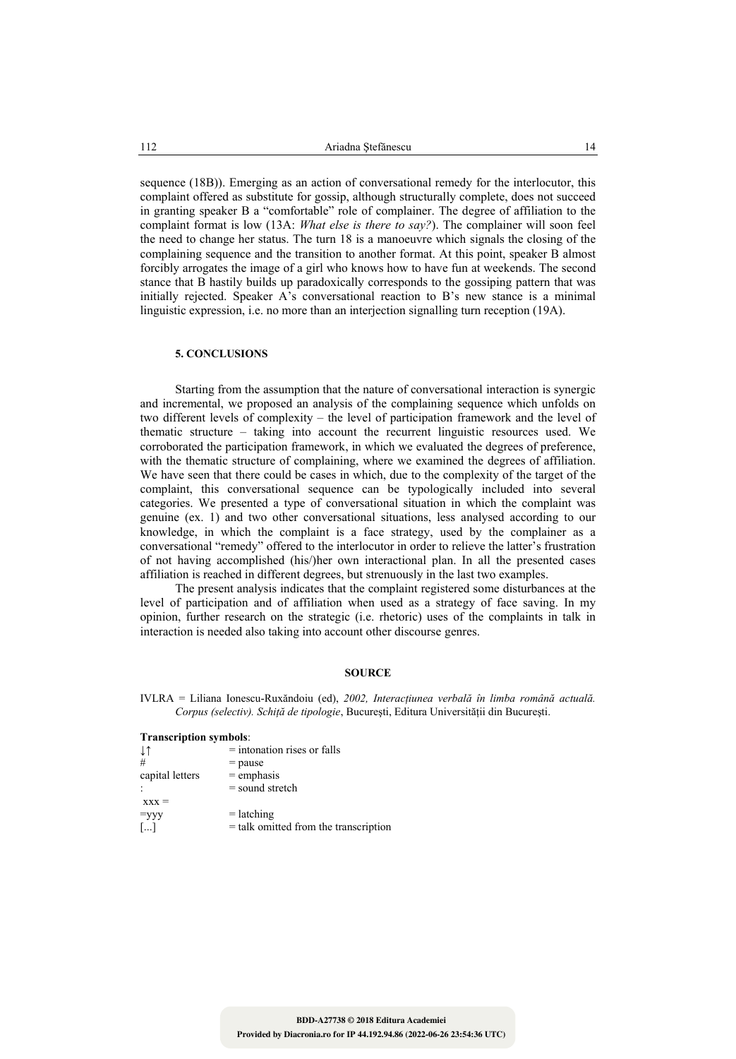sequence (18B)). Emerging as an action of conversational remedy for the interlocutor, this complaint offered as substitute for gossip, although structurally complete, does not succeed in granting speaker B a "comfortable" role of complainer. The degree of affiliation to the complaint format is low (13A: *What else is there to say?*). The complainer will soon feel the need to change her status. The turn 18 is a manoeuvre which signals the closing of the complaining sequence and the transition to another format. At this point, speaker B almost forcibly arrogates the image of a girl who knows how to have fun at weekends. The second stance that B hastily builds up paradoxically corresponds to the gossiping pattern that was initially rejected. Speaker A's conversational reaction to B's new stance is a minimal linguistic expression, i.e. no more than an interjection signalling turn reception (19A).

### 5. CONCLUSIONS

Starting from the assumption that the nature of conversational interaction is synergic and incremental, we proposed an analysis of the complaining sequence which unfolds on two different levels of complexity – the level of participation framework and the level of thematic structure – taking into account the recurrent linguistic resources used. We corroborated the participation framework, in which we evaluated the degrees of preference, with the thematic structure of complaining, where we examined the degrees of affiliation. We have seen that there could be cases in which, due to the complexity of the target of the complaint, this conversational sequence can be typologically included into several categories. We presented a type of conversational situation in which the complaint was genuine (ex. 1) and two other conversational situations, less analysed according to our knowledge, in which the complaint is a face strategy, used by the complainer as a conversational "remedy" offered to the interlocutor in order to relieve the latter's frustration of not having accomplished (his/)her own interactional plan. In all the presented cases affiliation is reached in different degrees, but strenuously in the last two examples.

The present analysis indicates that the complaint registered some disturbances at the level of participation and of affiliation when used as a strategy of face saving. In my opinion, further research on the strategic (i.e. rhetoric) uses of the complaints in talk in interaction is needed also taking into account other discourse genres.

### SOURCE

IVLRA = Liliana Ionescu-Ruxăndoiu (ed), *2002, Interacţiunea verbală în limba română actuală. Corpus (selectiv). Schiţă de tipologie*, Bucureşti, Editura Universităţii din Bucureşti.

**Transcription symbols**:

| | |
|---|---|
| ↓↑ | = intonation rises or falls |
| # | = pause |
| capital letters | = emphasis |
| : | = sound stretch |
| xxx = <br> =yyy | = latching |
| [...] | = talk omitted from the transcription |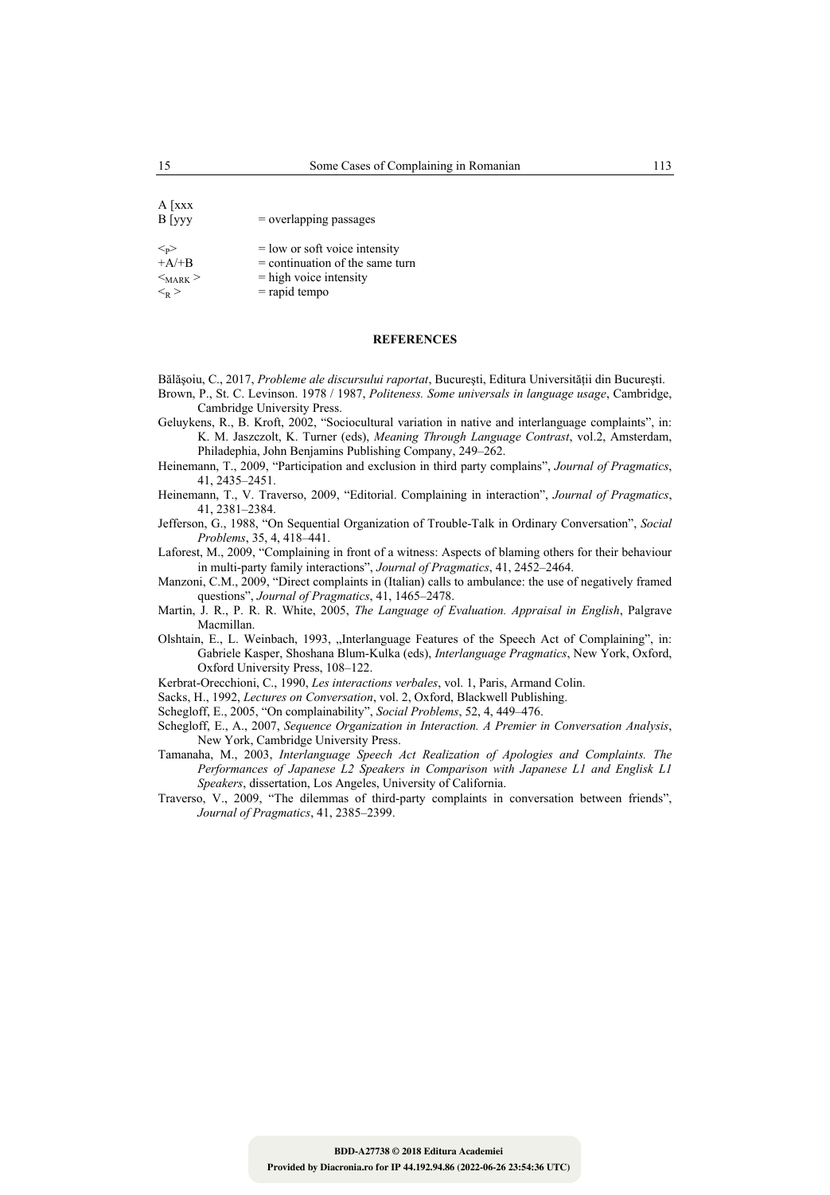A [xxx
B [yyy = overlapping passages

<P> = low or soft voice intensity
+A/+B = continuation of the same turn
<MARK > = high voice intensity
<R > = rapid tempo

**REFERENCES**

Bălăşoiu, C., 2017, *Probleme ale discursului raportat*, Bucureşti, Editura Universităţii din Bucureşti.

Brown, P., St. C. Levinson. 1978 / 1987, *Politeness. Some universals in language usage*, Cambridge, Cambridge University Press.

Geluykens, R., B. Kroft, 2002, "Sociocultural variation in native and interlanguage complaints", in: K. M. Jaszczolt, K. Turner (eds), *Meaning Through Language Contrast*, vol.2, Amsterdam, Philadephia, John Benjamins Publishing Company, 249–262.

Heinemann, T., 2009, "Participation and exclusion in third party complains", *Journal of Pragmatics*, 41, 2435–2451.

Heinemann, T., V. Traverso, 2009, "Editorial. Complaining in interaction", *Journal of Pragmatics*, 41, 2381–2384.

Jefferson, G., 1988, "On Sequential Organization of Trouble-Talk in Ordinary Conversation", *Social Problems*, 35, 4, 418–441.

Laforest, M., 2009, "Complaining in front of a witness: Aspects of blaming others for their behaviour in multi-party family interactions", *Journal of Pragmatics*, 41, 2452–2464.

Manzoni, C.M., 2009, "Direct complaints in (Italian) calls to ambulance: the use of negatively framed questions", *Journal of Pragmatics*, 41, 1465–2478.

Martin, J. R., P. R. R. White, 2005, *The Language of Evaluation. Appraisal in English*, Palgrave Macmillan.

Olshtain, E., L. Weinbach, 1993, „Interlanguage Features of the Speech Act of Complaining", in: Gabriele Kasper, Shoshana Blum-Kulka (eds), *Interlanguage Pragmatics*, New York, Oxford, Oxford University Press, 108–122.

Kerbrat-Orecchioni, C., 1990, *Les interactions verbales*, vol. 1, Paris, Armand Colin.

Sacks, H., 1992, *Lectures on Conversation*, vol. 2, Oxford, Blackwell Publishing.

Schegloff, E., 2005, "On complainability", *Social Problems*, 52, 4, 449–476.

Schegloff, E., A., 2007, *Sequence Organization in Interaction. A Premier in Conversation Analysis*, New York, Cambridge University Press.

Tamanaha, M., 2003, *Interlanguage Speech Act Realization of Apologies and Complaints. The Performances of Japanese L2 Speakers in Comparison with Japanese L1 and Englisk L1 Speakers*, dissertation, Los Angeles, University of California.

Traverso, V., 2009, "The dilemmas of third-party complaints in conversation between friends", *Journal of Pragmatics*, 41, 2385–2399.